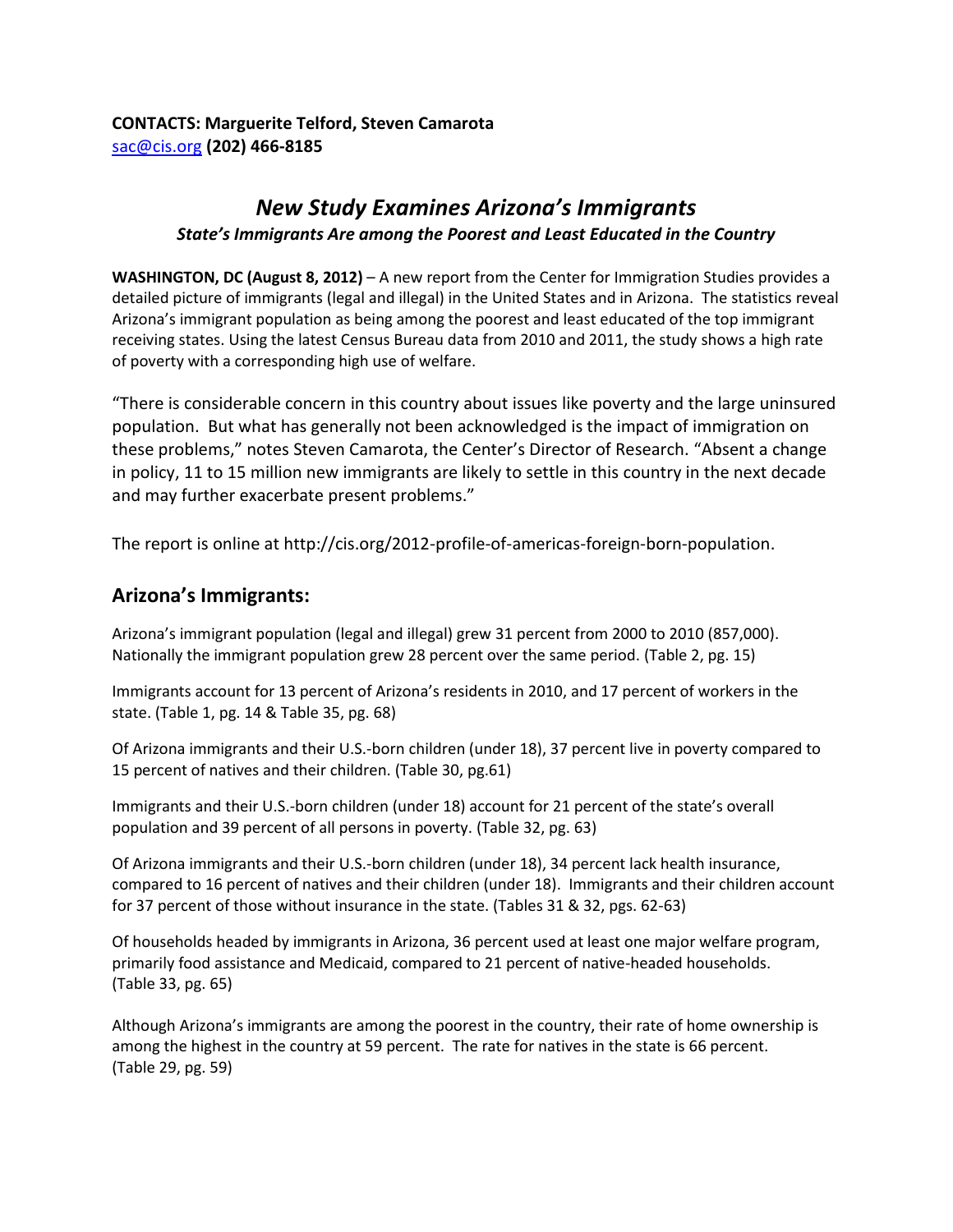**CONTACTS: Marguerite Telford, Steven Camarota**
sac@cis.org **(202) 466-8185**

# *New Study Examines Arizona's Immigrants*

### *State's Immigrants Are among the Poorest and Least Educated in the Country*

**WASHINGTON, DC (August 8, 2012)** – A new report from the Center for Immigration Studies provides a detailed picture of immigrants (legal and illegal) in the United States and in Arizona. The statistics reveal Arizona's immigrant population as being among the poorest and least educated of the top immigrant receiving states. Using the latest Census Bureau data from 2010 and 2011, the study shows a high rate of poverty with a corresponding high use of welfare.

"There is considerable concern in this country about issues like poverty and the large uninsured population. But what has generally not been acknowledged is the impact of immigration on these problems," notes Steven Camarota, the Center's Director of Research. "Absent a change in policy, 11 to 15 million new immigrants are likely to settle in this country in the next decade and may further exacerbate present problems."

The report is online at http://cis.org/2012-profile-of-americas-foreign-born-population.

## Arizona's Immigrants:

Arizona's immigrant population (legal and illegal) grew 31 percent from 2000 to 2010 (857,000). Nationally the immigrant population grew 28 percent over the same period. (Table 2, pg. 15)

Immigrants account for 13 percent of Arizona's residents in 2010, and 17 percent of workers in the state. (Table 1, pg. 14 & Table 35, pg. 68)

Of Arizona immigrants and their U.S.-born children (under 18), 37 percent live in poverty compared to 15 percent of natives and their children. (Table 30, pg.61)

Immigrants and their U.S.-born children (under 18) account for 21 percent of the state's overall population and 39 percent of all persons in poverty. (Table 32, pg. 63)

Of Arizona immigrants and their U.S.-born children (under 18), 34 percent lack health insurance, compared to 16 percent of natives and their children (under 18). Immigrants and their children account for 37 percent of those without insurance in the state. (Tables 31 & 32, pgs. 62-63)

Of households headed by immigrants in Arizona, 36 percent used at least one major welfare program, primarily food assistance and Medicaid, compared to 21 percent of native-headed households. (Table 33, pg. 65)

Although Arizona's immigrants are among the poorest in the country, their rate of home ownership is among the highest in the country at 59 percent. The rate for natives in the state is 66 percent. (Table 29, pg. 59)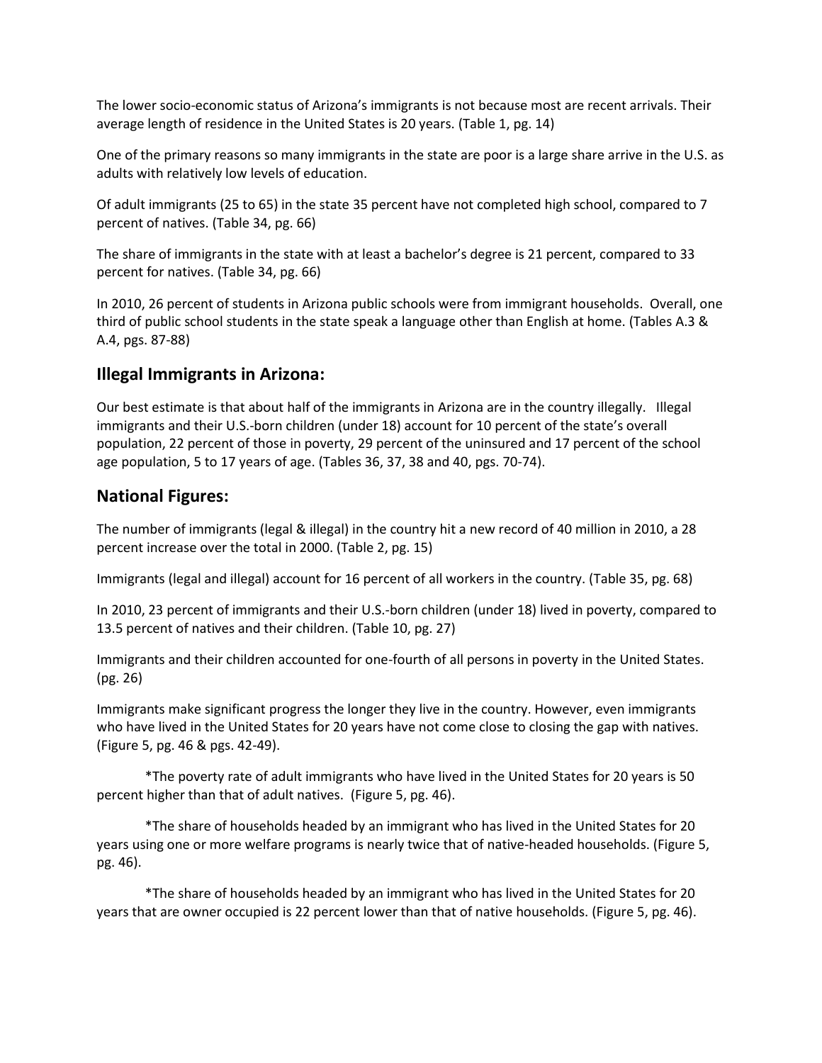The lower socio-economic status of Arizona's immigrants is not because most are recent arrivals. Their average length of residence in the United States is 20 years. (Table 1, pg. 14)

One of the primary reasons so many immigrants in the state are poor is a large share arrive in the U.S. as adults with relatively low levels of education.

Of adult immigrants (25 to 65) in the state 35 percent have not completed high school, compared to 7 percent of natives. (Table 34, pg. 66)

The share of immigrants in the state with at least a bachelor's degree is 21 percent, compared to 33 percent for natives. (Table 34, pg. 66)

In 2010, 26 percent of students in Arizona public schools were from immigrant households. Overall, one third of public school students in the state speak a language other than English at home. (Tables A.3 & A.4, pgs. 87-88)

## Illegal Immigrants in Arizona:

Our best estimate is that about half of the immigrants in Arizona are in the country illegally. Illegal immigrants and their U.S.-born children (under 18) account for 10 percent of the state's overall population, 22 percent of those in poverty, 29 percent of the uninsured and 17 percent of the school age population, 5 to 17 years of age. (Tables 36, 37, 38 and 40, pgs. 70-74).

## National Figures:

The number of immigrants (legal & illegal) in the country hit a new record of 40 million in 2010, a 28 percent increase over the total in 2000. (Table 2, pg. 15)

Immigrants (legal and illegal) account for 16 percent of all workers in the country. (Table 35, pg. 68)

In 2010, 23 percent of immigrants and their U.S.-born children (under 18) lived in poverty, compared to 13.5 percent of natives and their children. (Table 10, pg. 27)

Immigrants and their children accounted for one-fourth of all persons in poverty in the United States. (pg. 26)

Immigrants make significant progress the longer they live in the country. However, even immigrants who have lived in the United States for 20 years have not come close to closing the gap with natives. (Figure 5, pg. 46 & pgs. 42-49).

*The poverty rate of adult immigrants who have lived in the United States for 20 years is 50 percent higher than that of adult natives. (Figure 5, pg. 46).

*The share of households headed by an immigrant who has lived in the United States for 20 years using one or more welfare programs is nearly twice that of native-headed households. (Figure 5, pg. 46).

*The share of households headed by an immigrant who has lived in the United States for 20 years that are owner occupied is 22 percent lower than that of native households. (Figure 5, pg. 46).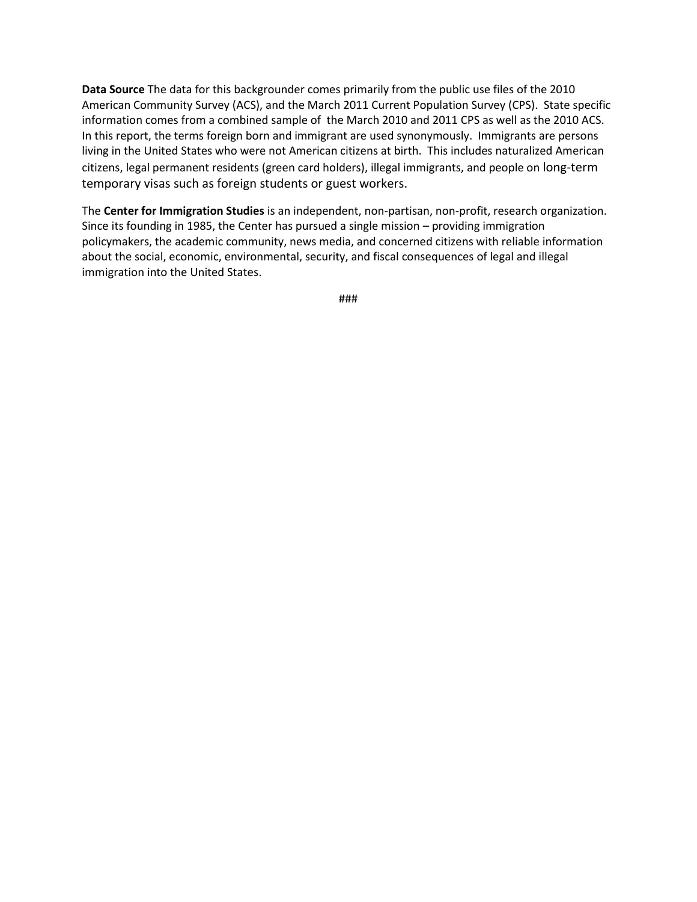**Data Source** The data for this backgrounder comes primarily from the public use files of the 2010 American Community Survey (ACS), and the March 2011 Current Population Survey (CPS). State specific information comes from a combined sample of the March 2010 and 2011 CPS as well as the 2010 ACS. In this report, the terms foreign born and immigrant are used synonymously. Immigrants are persons living in the United States who were not American citizens at birth. This includes naturalized American citizens, legal permanent residents (green card holders), illegal immigrants, and people on long-term temporary visas such as foreign students or guest workers.

The **Center for Immigration Studies** is an independent, non-partisan, non-profit, research organization. Since its founding in 1985, the Center has pursued a single mission – providing immigration policymakers, the academic community, news media, and concerned citizens with reliable information about the social, economic, environmental, security, and fiscal consequences of legal and illegal immigration into the United States.

###